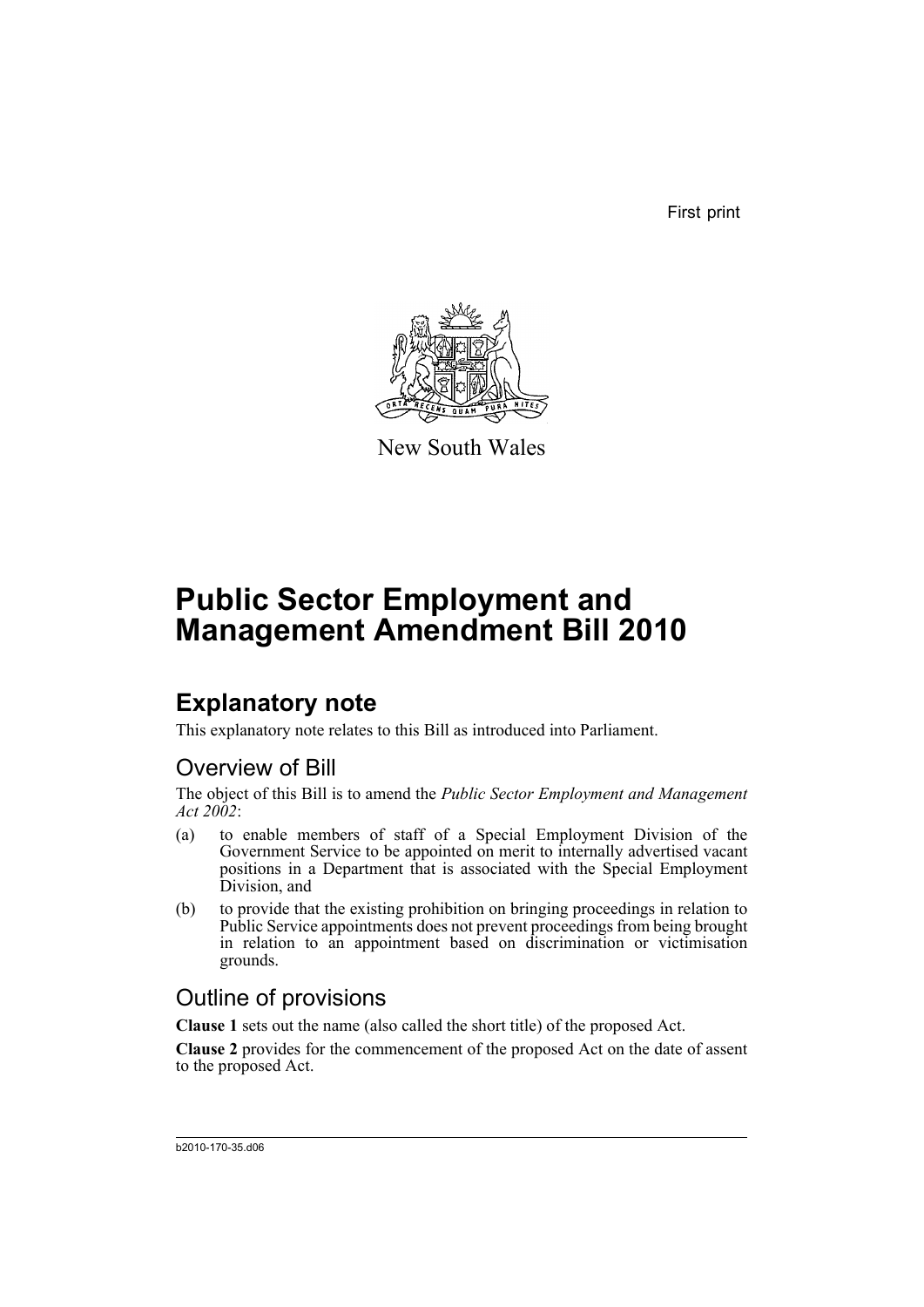First print

New South Wales

# Public Sector Employment and Management Amendment Bill 2010

## Explanatory note

This explanatory note relates to this Bill as introduced into Parliament.

### Overview of Bill

The object of this Bill is to amend the *Public Sector Employment and Management Act 2002*:

(a) to enable members of staff of a Special Employment Division of the Government Service to be appointed on merit to internally advertised vacant positions in a Department that is associated with the Special Employment Division, and

(b) to provide that the existing prohibition on bringing proceedings in relation to Public Service appointments does not prevent proceedings from being brought in relation to an appointment based on discrimination or victimisation grounds.

### Outline of provisions

**Clause 1** sets out the name (also called the short title) of the proposed Act.

**Clause 2** provides for the commencement of the proposed Act on the date of assent to the proposed Act.

b2010-170-35.d06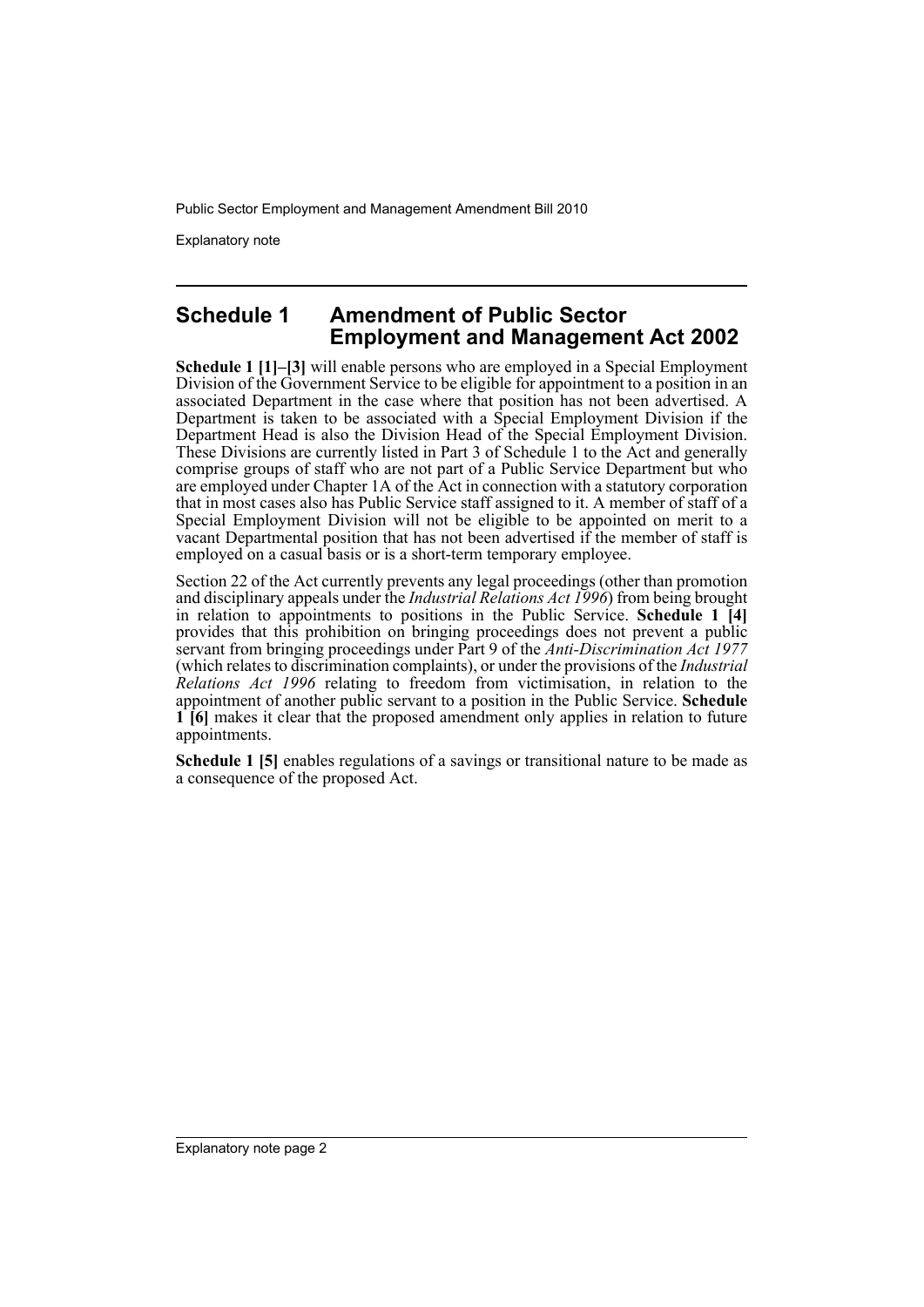## Schedule 1 Amendment of Public Sector Employment and Management Act 2002

**Schedule 1 [1]–[3]** will enable persons who are employed in a Special Employment Division of the Government Service to be eligible for appointment to a position in an associated Department in the case where that position has not been advertised. A Department is taken to be associated with a Special Employment Division if the Department Head is also the Division Head of the Special Employment Division. These Divisions are currently listed in Part 3 of Schedule 1 to the Act and generally comprise groups of staff who are not part of a Public Service Department but who are employed under Chapter 1A of the Act in connection with a statutory corporation that in most cases also has Public Service staff assigned to it. A member of staff of a Special Employment Division will not be eligible to be appointed on merit to a vacant Departmental position that has not been advertised if the member of staff is employed on a casual basis or is a short-term temporary employee.

Section 22 of the Act currently prevents any legal proceedings (other than promotion and disciplinary appeals under the *Industrial Relations Act 1996*) from being brought in relation to appointments to positions in the Public Service. **Schedule 1 [4]** provides that this prohibition on bringing proceedings does not prevent a public servant from bringing proceedings under Part 9 of the *Anti-Discrimination Act 1977* (which relates to discrimination complaints), or under the provisions of the *Industrial Relations Act 1996* relating to freedom from victimisation, in relation to the appointment of another public servant to a position in the Public Service. **Schedule 1 [6]** makes it clear that the proposed amendment only applies in relation to future appointments.

**Schedule 1 [5]** enables regulations of a savings or transitional nature to be made as a consequence of the proposed Act.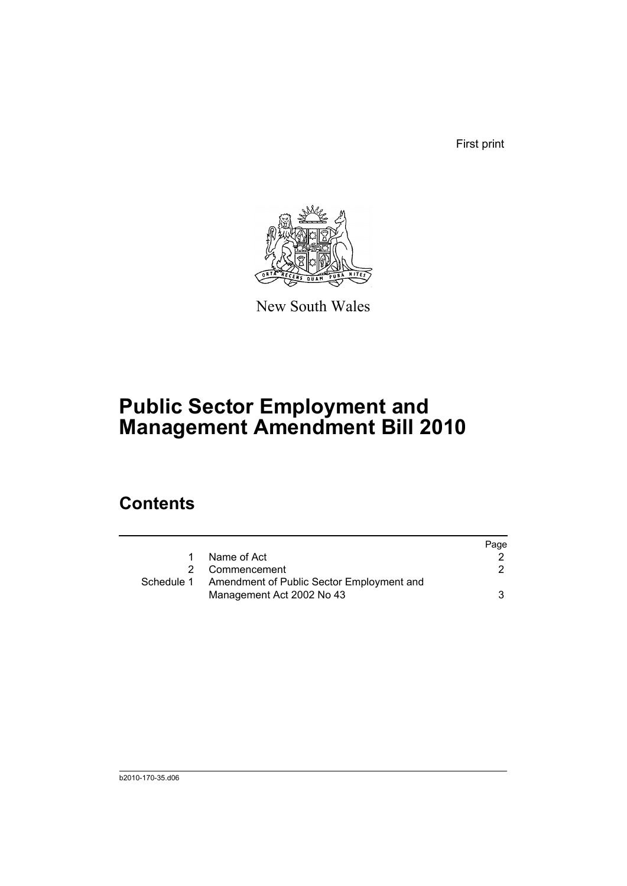First print

New South Wales

# Public Sector Employment and Management Amendment Bill 2010

## Contents

| | | Page |
|---|---|---|
| 1 | Name of Act | 2 |
| 2 | Commencement | 2 |
| Schedule 1 | Amendment of Public Sector Employment and Management Act 2002 No 43 | 3 |

b2010-170-35.d06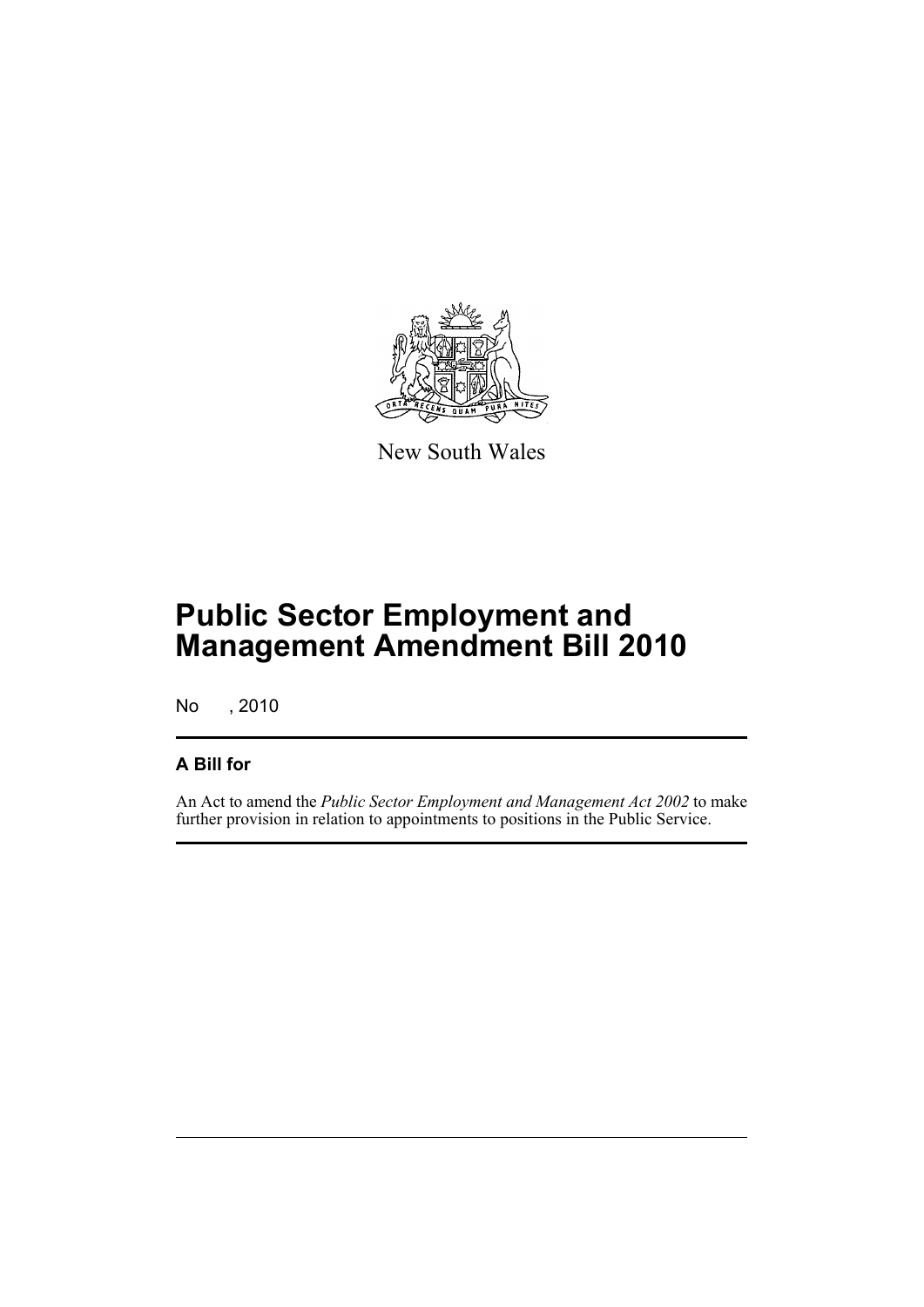New South Wales

# Public Sector Employment and Management Amendment Bill 2010

No , 2010

## A Bill for

An Act to amend the *Public Sector Employment and Management Act 2002* to make further provision in relation to appointments to positions in the Public Service.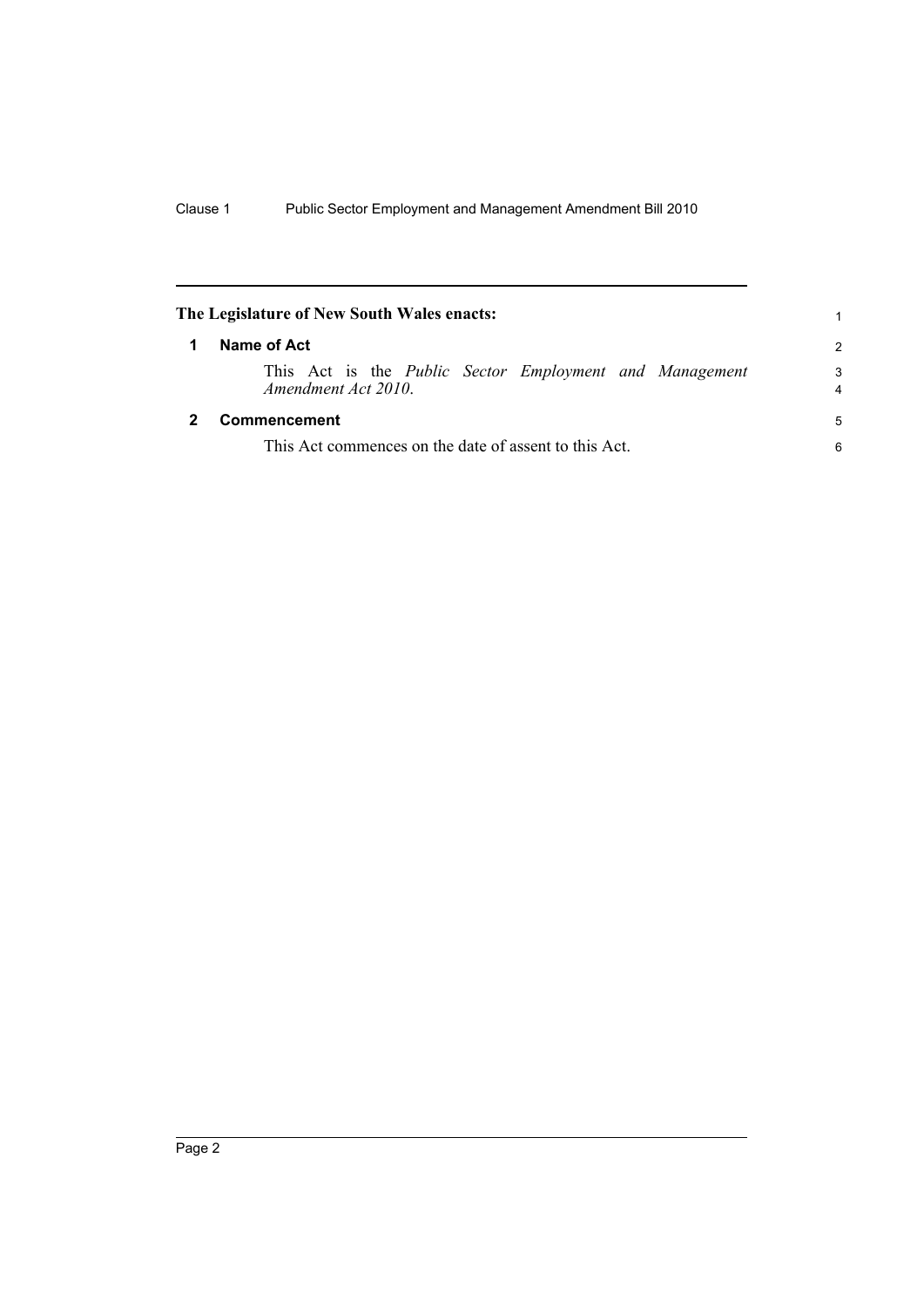**The Legislature of New South Wales enacts:**

## 1 Name of Act

This Act is the *Public Sector Employment and Management Amendment Act 2010*.

## 2 Commencement

This Act commences on the date of assent to this Act.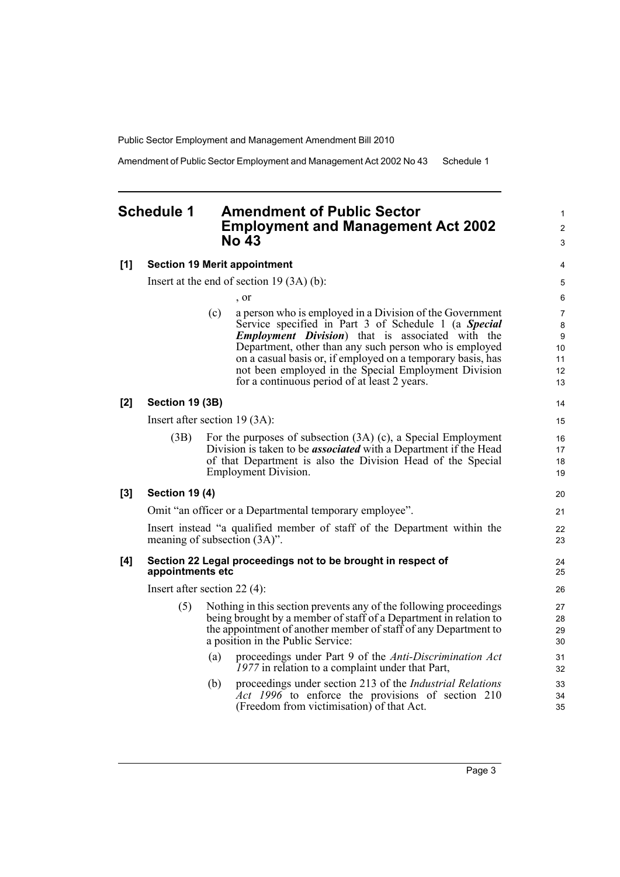# Schedule 1 Amendment of Public Sector Employment and Management Act 2002 No 43

**[1] Section 19 Merit appointment**

Insert at the end of section 19 (3A) (b):

, or

(c) a person who is employed in a Division of the Government Service specified in Part 3 of Schedule 1 (a ***Special Employment Division***) that is associated with the Department, other than any such person who is employed on a casual basis or, if employed on a temporary basis, has not been employed in the Special Employment Division for a continuous period of at least 2 years.

**[2] Section 19 (3B)**

Insert after section 19 (3A):

(3B) For the purposes of subsection (3A) (c), a Special Employment Division is taken to be ***associated*** with a Department if the Head of that Department is also the Division Head of the Special Employment Division.

**[3] Section 19 (4)**

Omit "an officer or a Departmental temporary employee".

Insert instead "a qualified member of staff of the Department within the meaning of subsection (3A)".

**[4] Section 22 Legal proceedings not to be brought in respect of appointments etc**

Insert after section 22 (4):

(5) Nothing in this section prevents any of the following proceedings being brought by a member of staff of a Department in relation to the appointment of another member of staff of any Department to a position in the Public Service:

(a) proceedings under Part 9 of the *Anti-Discrimination Act 1977* in relation to a complaint under that Part,

(b) proceedings under section 213 of the *Industrial Relations Act 1996* to enforce the provisions of section 210 (Freedom from victimisation) of that Act.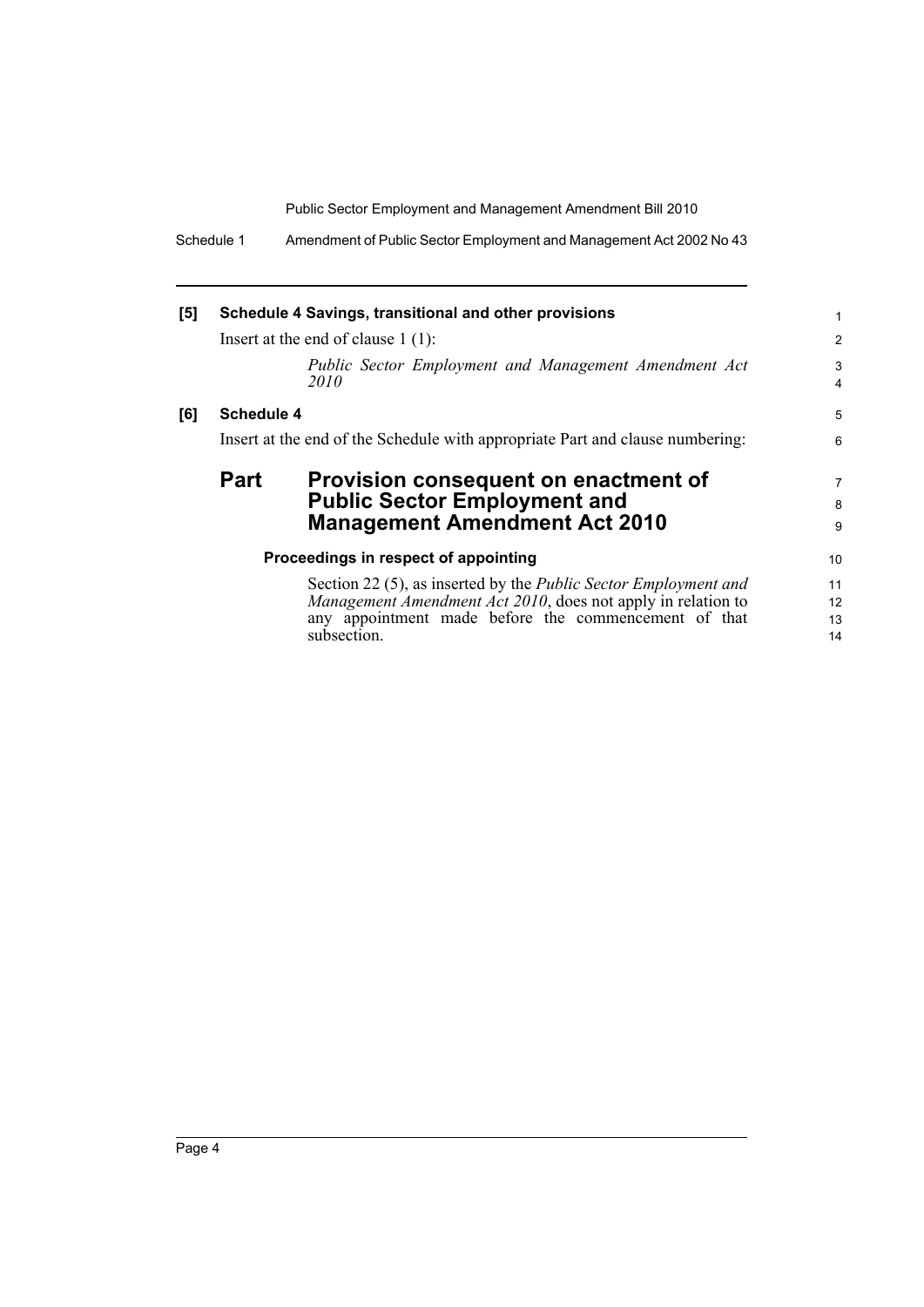**[5] Schedule 4 Savings, transitional and other provisions**

Insert at the end of clause 1 (1):

*Public Sector Employment and Management Amendment Act 2010*

**[6] Schedule 4**

Insert at the end of the Schedule with appropriate Part and clause numbering:

## Part Provision consequent on enactment of Public Sector Employment and Management Amendment Act 2010

### Proceedings in respect of appointing

Section 22 (5), as inserted by the *Public Sector Employment and Management Amendment Act 2010*, does not apply in relation to any appointment made before the commencement of that subsection.